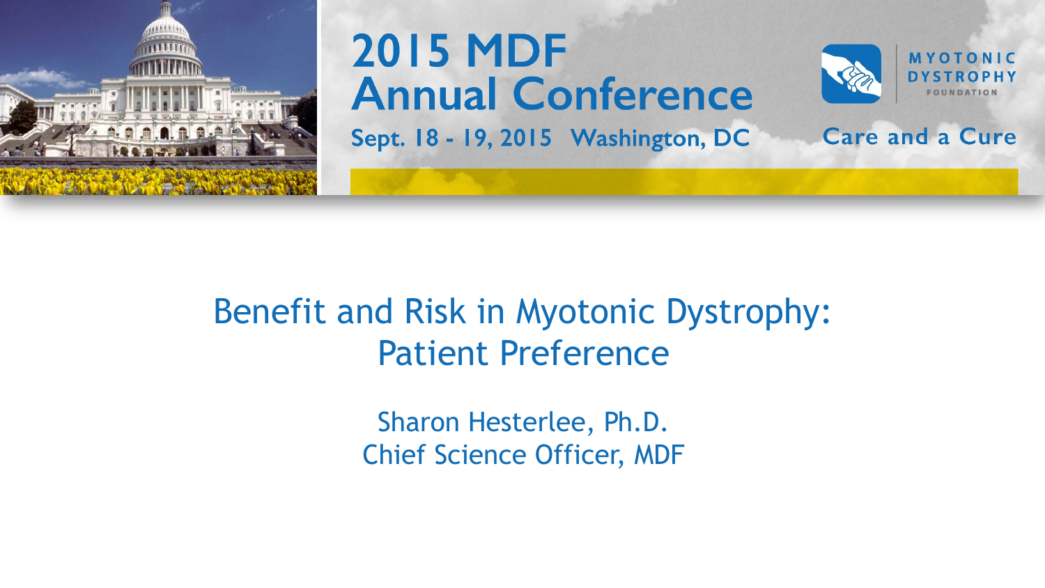# 2015 MDF Annual Conference

Sept. 18 - 19, 2015 Washington, DC

MYOTONIC DYSTROPHY FOUNDATION

Care and a Cure

## Benefit and Risk in Myotonic Dystrophy: Patient Preference

Sharon Hesterlee, Ph.D.
Chief Science Officer, MDF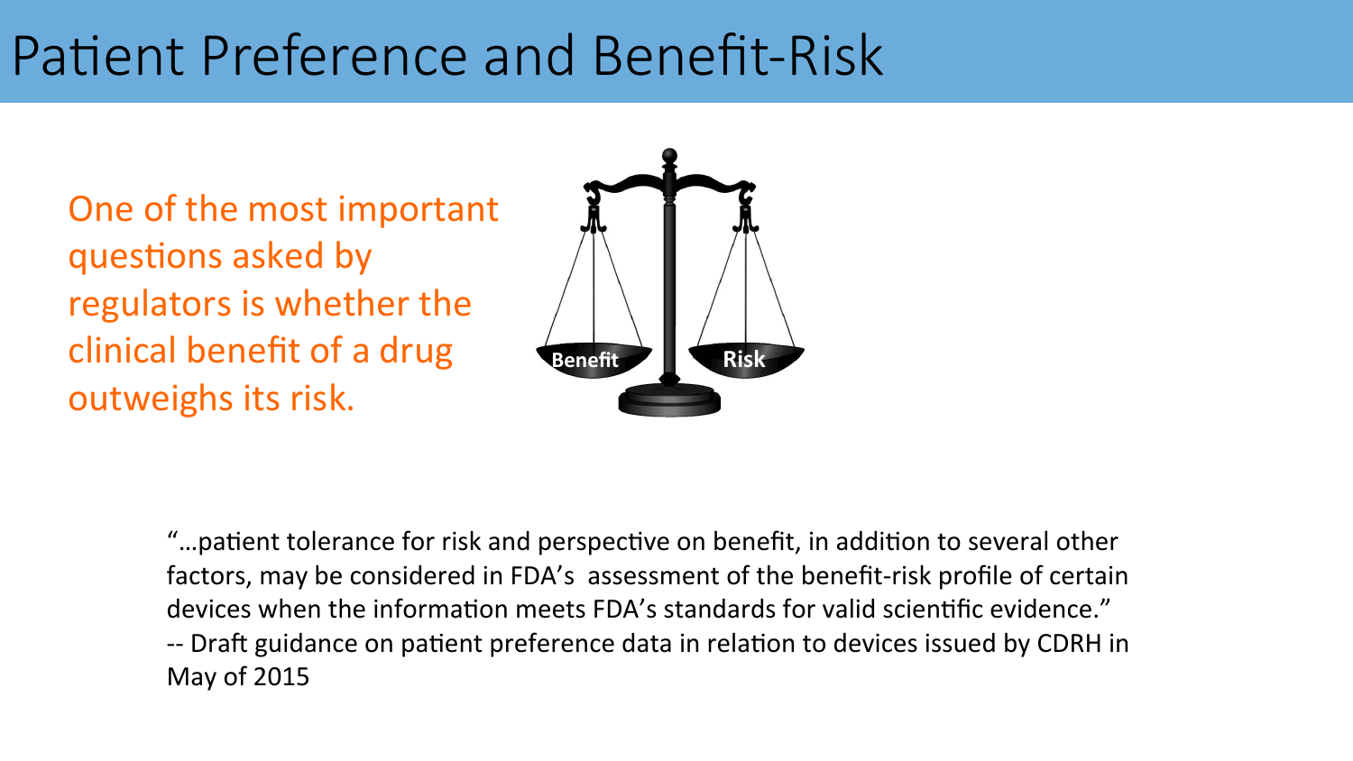# Patient Preference and Benefit-Risk

One of the most important questions asked by regulators is whether the clinical benefit of a drug outweighs its risk.

Benefit

Risk

"…patient tolerance for risk and perspective on benefit, in addition to several other factors, may be considered in FDA's assessment of the benefit-risk profile of certain devices when the information meets FDA's standards for valid scientific evidence."
-- Draft guidance on patient preference data in relation to devices issued by CDRH in May of 2015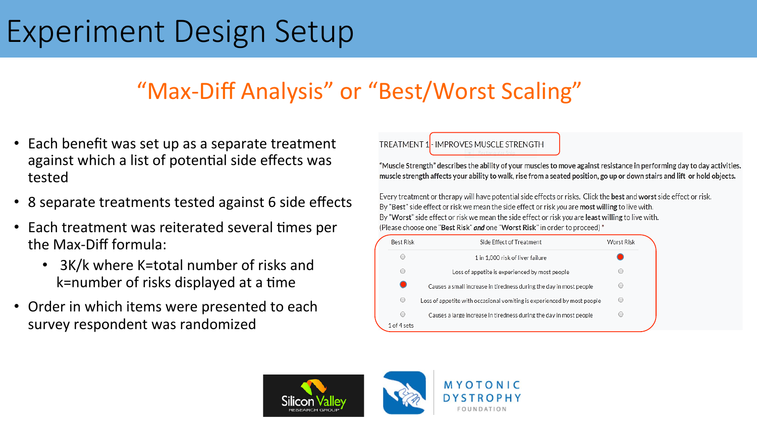# Experiment Design Setup

## "Max-Diff Analysis" or "Best/Worst Scaling"

- Each benefit was set up as a separate treatment against which a list of potential side effects was tested
- 8 separate treatments tested against 6 side effects
- Each treatment was reiterated several times per the Max-Diff formula:
  - 3K/k where K=total number of risks and k=number of risks displayed at a time
- Order in which items were presented to each survey respondent was randomized

TREATMENT 1 - IMPROVES MUSCLE STRENGTH

"Muscle Strength" describes the ability of your muscles to move against resistance in performing day to day activities. muscle strength affects your ability to walk, rise from a seated position, go up or down stairs and lift or hold objects.

Every treatment or therapy will have potential side effects or risks. Click the **best** and **worst** side effect or risk.
By "Best" side effect or risk we mean the side effect or risk *you* are **most willing** to live with.
By "Worst" side effect or risk we mean the side effect or risk *you* are **least willing** to live with.
(Please choose one "**Best Risk**" ***and*** one "**Worst Risk**" in order to proceed) *

| Best Risk | Side Effect of Treatment | Worst Risk |
|---|---|---|
| ○ | 1 in 1,000 risk of liver failure | ● |
| ○ | Loss of appetite is experienced by most people | ○ |
| ● | Causes a small increase in tiredness during the day in most people | ○ |
| ○ | Loss of appetite with occasional vomiting is experienced by most people | ○ |
| ○ | Causes a large increase in tiredness during the day in most people | ○ |

1 of 4 sets

Silicon Valley RESEARCH GROUP

MYOTONIC DYSTROPHY FOUNDATION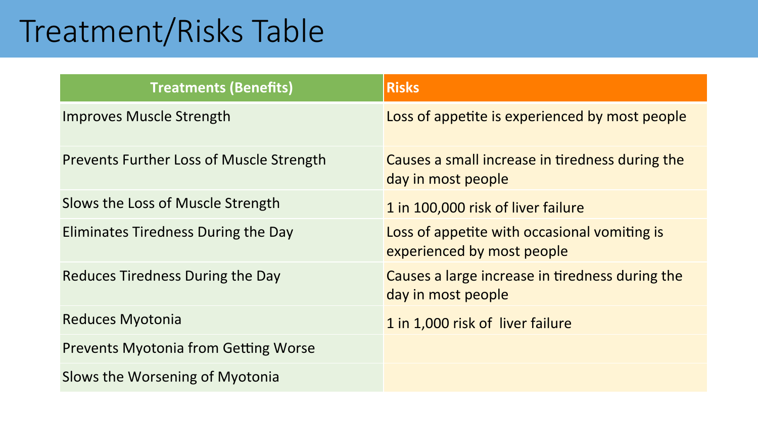# Treatment/Risks Table

| Treatments (Benefits) | Risks |
|---|---|
| Improves Muscle Strength | Loss of appetite is experienced by most people |
| Prevents Further Loss of Muscle Strength | Causes a small increase in tiredness during the day in most people |
| Slows the Loss of Muscle Strength | 1 in 100,000 risk of liver failure |
| Eliminates Tiredness During the Day | Loss of appetite with occasional vomiting is experienced by most people |
| Reduces Tiredness During the Day | Causes a large increase in tiredness during the day in most people |
| Reduces Myotonia | 1 in 1,000 risk of liver failure |
| Prevents Myotonia from Getting Worse | |
| Slows the Worsening of Myotonia | |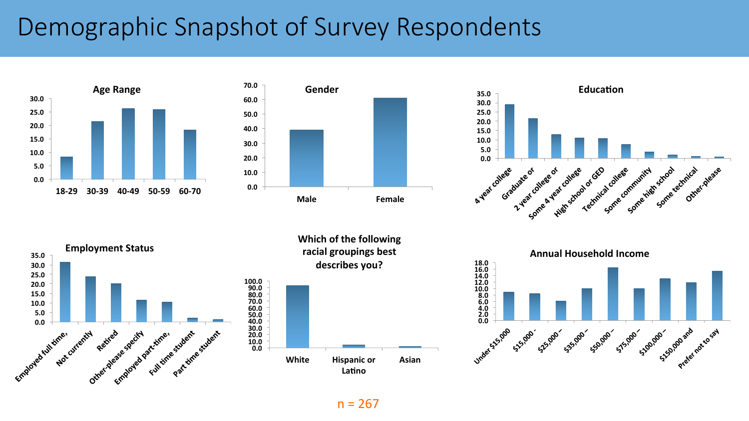# Demographic Snapshot of Survey Respondents

### Age Range

18-29, 30-39, 40-49, 50-59, 60-70

### Gender

Male, Female

### Education

4 year college, Graduate or, 2 year college or, Some 4 year college, High school or GED, Technical college, Some community, Some high school, Some technical, Other-please

### Employment Status

Employed full time, Not currently, Retired, Other-please specify, Employed part-time, Full time student, Part time student

### Which of the following racial groupings best describes you?

White, Hispanic or Latino, Asian

### Annual Household Income

Under $15,000, $15,000 -, $25,000 –, $35,000 –, $50,000 –, $75,000 –, $100,000 –, $150,000 and, Prefer not to say

n = 267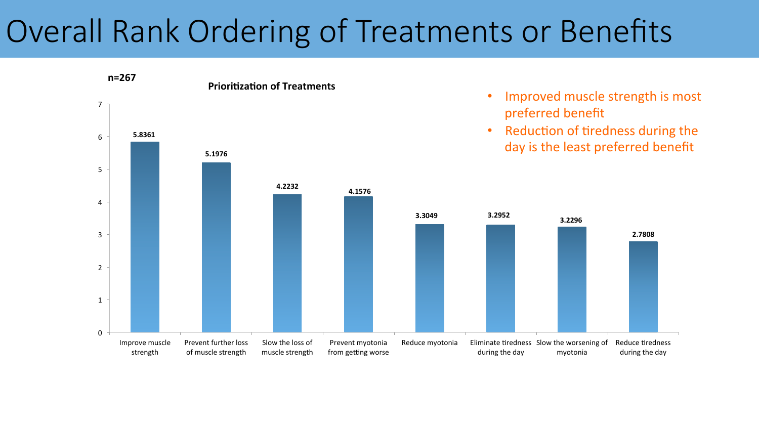# Overall Rank Ordering of Treatments or Benefits

**n=267**

**Prioritization of Treatments**

| Treatment | Score |
| --- | --- |
| Improve muscle strength | 5.8361 |
| Prevent further loss of muscle strength | 5.1976 |
| Slow the loss of muscle strength | 4.2232 |
| Prevent myotonia from getting worse | 4.1576 |
| Reduce myotonia | 3.3049 |
| Eliminate tiredness during the day | 3.2952 |
| Slow the worsening of myotonia | 3.2296 |
| Reduce tiredness during the day | 2.7808 |

- Improved muscle strength is most preferred benefit
- Reduction of tiredness during the day is the least preferred benefit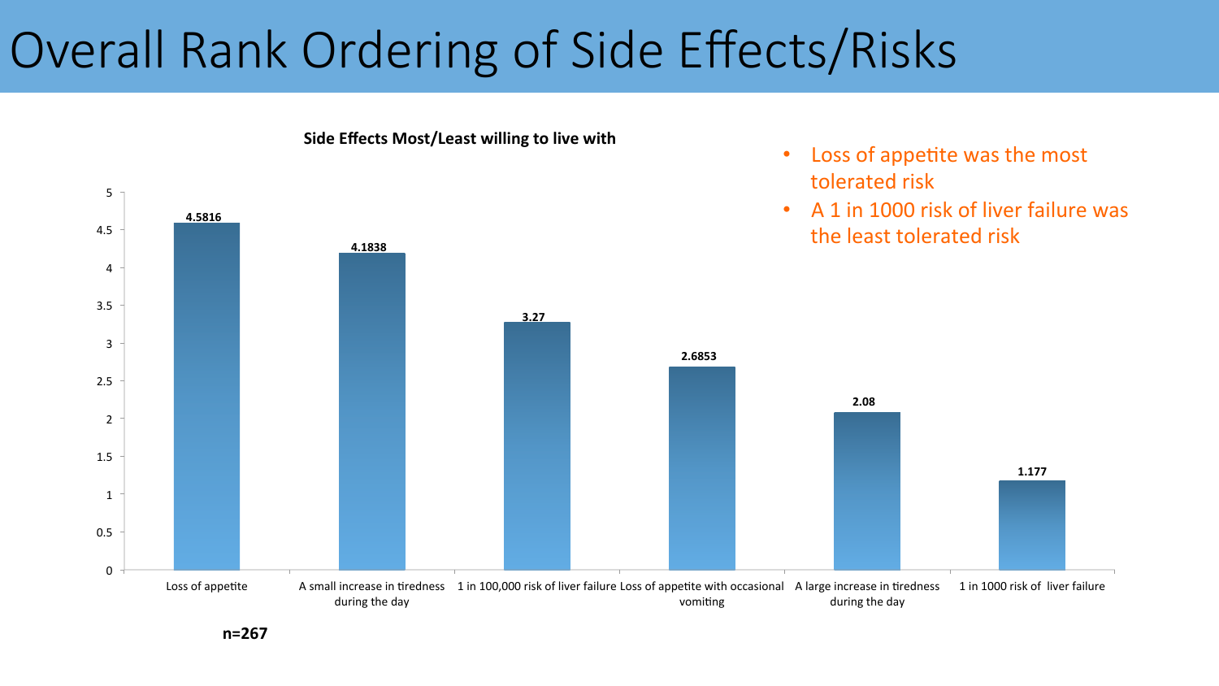# Overall Rank Ordering of Side Effects/Risks

**Side Effects Most/Least willing to live with**

| Side effect | Score |
|---|---|
| Loss of appetite | 4.5816 |
| A small increase in tiredness during the day | 4.1838 |
| 1 in 100,000 risk of liver failure | 3.27 |
| Loss of appetite with occasional vomiting | 2.6853 |
| A large increase in tiredness during the day | 2.08 |
| 1 in 1000 risk of liver failure | 1.177 |

**n=267**

- Loss of appetite was the most tolerated risk
- A 1 in 1000 risk of liver failure was the least tolerated risk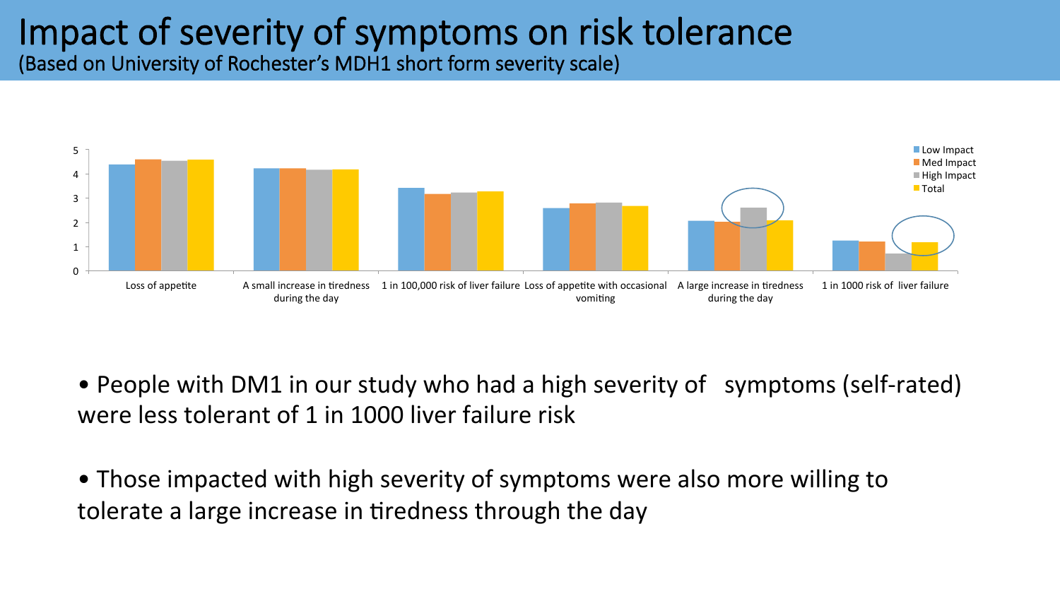# Impact of severity of symptoms on risk tolerance

(Based on University of Rochester's MDH1 short form severity scale)

- People with DM1 in our study who had a high severity of symptoms (self-rated) were less tolerant of 1 in 1000 liver failure risk

- Those impacted with high severity of symptoms were also more willing to tolerate a large increase in tiredness through the day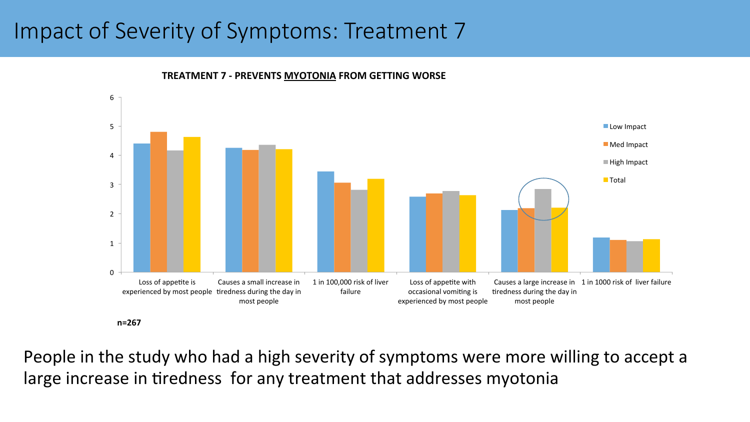# Impact of Severity of Symptoms: Treatment 7

**TREATMENT 7 - PREVENTS MYOTONIA FROM GETTING WORSE**

n=267

People in the study who had a high severity of symptoms were more willing to accept a large increase in tiredness for any treatment that addresses myotonia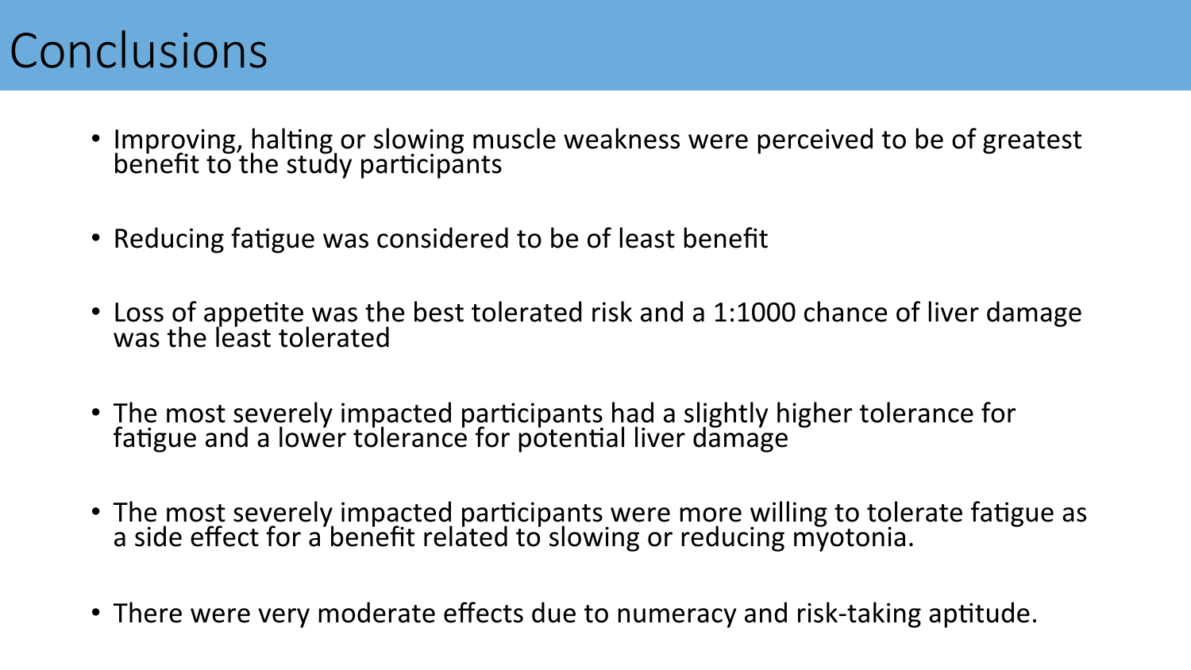# Conclusions

- Improving, halting or slowing muscle weakness were perceived to be of greatest benefit to the study participants
- Reducing fatigue was considered to be of least benefit
- Loss of appetite was the best tolerated risk and a 1:1000 chance of liver damage was the least tolerated
- The most severely impacted participants had a slightly higher tolerance for fatigue and a lower tolerance for potential liver damage
- The most severely impacted participants were more willing to tolerate fatigue as a side effect for a benefit related to slowing or reducing myotonia.
- There were very moderate effects due to numeracy and risk-taking aptitude.